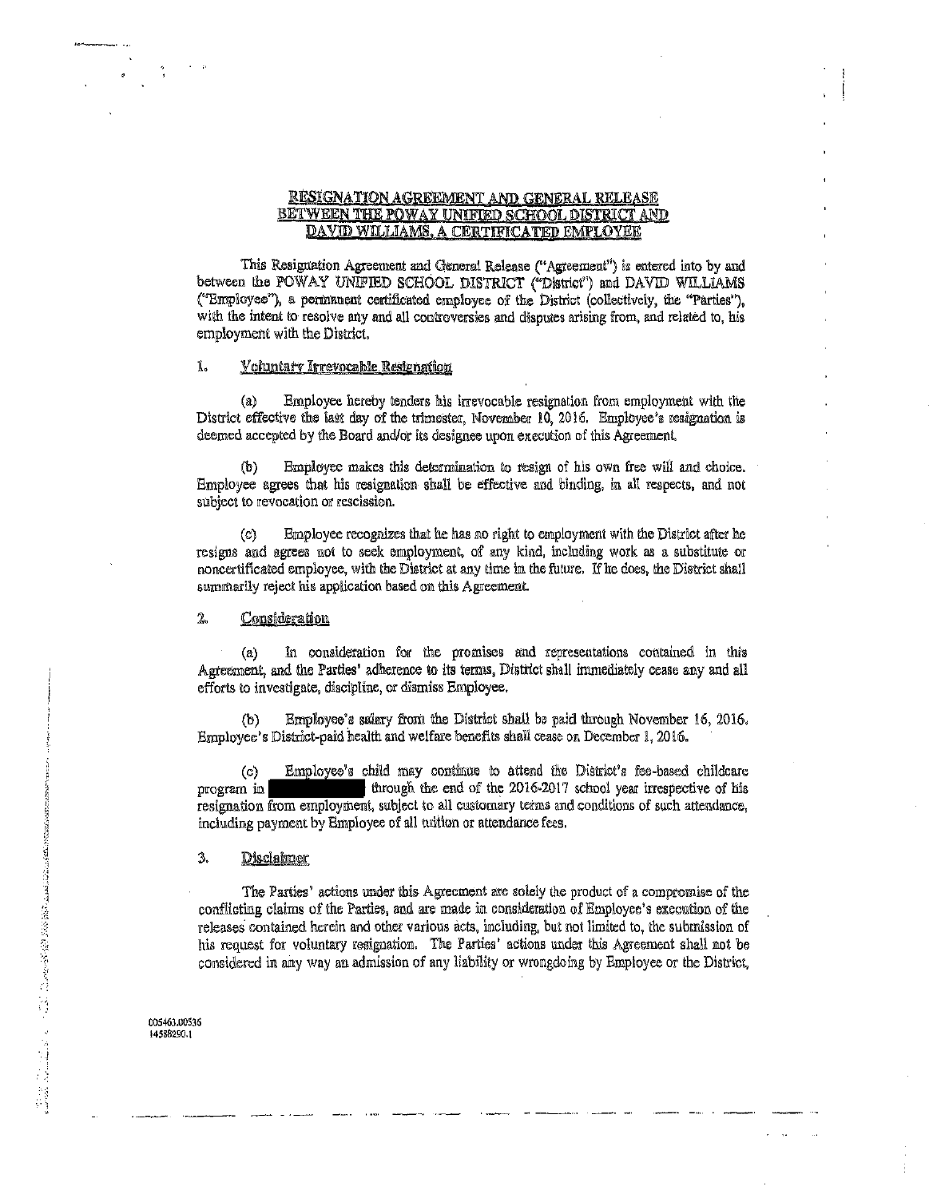## RESIGNATION AGREEMENT AND GENERAL RELEASE BETWEEN THE POWAY UNIFIED SCHOOL DISTRICT AND DAVID WILLIAMS, A CERTIFICATED EMPLOYEE

This Resignation Agreement and General Release ("Agreement") is entered into by and between the POWAY UNIFIED SCHOOL DISTRICT ("District") and DAVID WILLIAMS ("Employee"), a permanent certificated employee of the District (collectively, the "Parties"), with the intent to resolve any and all controversies and disputes arising from, and related to, his employment with the District.

1. <u>Voluntary Irrevocable Resignation</u>

(a) Employee hereby tenders his irrevocable resignation from employment with the District effective the last day of the trimester, November 10, 2016. Employee's resignation is deemed accepted by the Board and/or its designee upon execution of this Agreement.

(b) Employee makes this determination to resign of his own free will and choice. Employee agrees that his resignation shall be effective and binding, in all respects, and not subject to revocation or rescission.

(c) Employee recognizes that he has no right to employment with the District after he resigns and agrees not to seek employment, of any kind, including work as a substitute or noncertificated employee, with the District at any time in the future. If he does, the District shall summarily reject his application based on this Agreement.

2. <u>Consideration</u>

(a) In consideration for the promises and representations contained in this Agreement, and the Parties' adherence to its terms, District shall immediately cease any and all efforts to investigate, discipline, or dismiss Employee.

(b) Employee's salary from the District shall be paid through November 16, 2016. Employee's District-paid health and welfare benefits shall cease on December 1, 2016.

(c) Employee's child may continue to attend the District's fee-based childcare program in [REDACTED] through the end of the 2016-2017 school year irrespective of his resignation from employment, subject to all customary terms and conditions of such attendance, including payment by Employee of all tuition or attendance fees.

3. <u>Disclaimer</u>

The Parties' actions under this Agreement are solely the product of a compromise of the conflicting claims of the Parties, and are made in consideration of Employee's execution of the releases contained herein and other various acts, including, but not limited to, the submission of his request for voluntary resignation. The Parties' actions under this Agreement shall not be considered in any way an admission of any liability or wrongdoing by Employee or the District,

005463.00536
14588290.1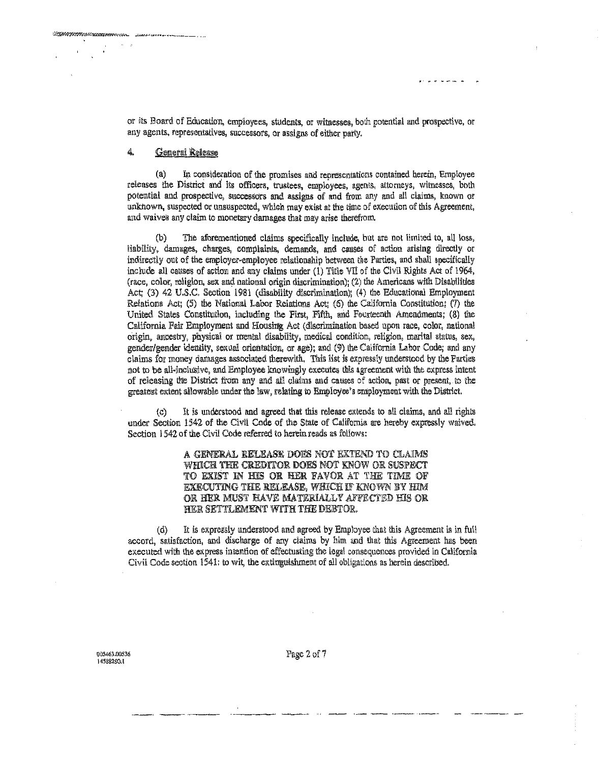or its Board of Education, employees, students, or witnesses, both potential and prospective, or any agents, representatives, successors, or assigns of either party.

4. <u>General Release</u>

(a) In consideration of the promises and representations contained herein, Employee releases the District and its officers, trustees, employees, agents, attorneys, witnesses, both potential and prospective, successors and assigns of and from any and all claims, known or unknown, suspected or unsuspected, which may exist at the time of execution of this Agreement, and waives any claim to monetary damages that may arise therefrom.

(b) The aforementioned claims specifically include, but are not limited to, all loss, liability, damages, charges, complaints, demands, and causes of action arising directly or indirectly out of the employer-employee relationship between the Parties, and shall specifically include all causes of action and any claims under (1) Title VII of the Civil Rights Act of 1964, (race, color, religion, sex and national origin discrimination); (2) the Americans with Disabilities Act; (3) 42 U.S.C. Section 1981 (disability discrimination); (4) the Educational Employment Relations Act; (5) the National Labor Relations Act; (6) the California Constitution; (7) the United States Constitution, including the First, Fifth, and Fourteenth Amendments; (8) the California Fair Employment and Housing Act (discrimination based upon race, color, national origin, ancestry, physical or mental disability, medical condition, religion, marital status, sex, gender/gender identity, sexual orientation, or age); and (9) the California Labor Code; and any claims for money damages associated therewith. This list is expressly understood by the Parties not to be all-inclusive, and Employee knowingly executes this agreement with the express intent of releasing the District from any and all claims and causes of action, past or present, to the greatest extent allowable under the law, relating to Employee's employment with the District.

(c) It is understood and agreed that this release extends to all claims, and all rights under Section 1542 of the Civil Code of the State of California are hereby expressly waived. Section 1542 of the Civil Code referred to herein reads as follows:

> **A GENERAL RELEASE DOES NOT EXTEND TO CLAIMS WHICH THE CREDITOR DOES NOT KNOW OR SUSPECT TO EXIST IN HIS OR HER FAVOR AT THE TIME OF EXECUTING THE RELEASE, WHICH IF KNOWN BY HIM OR HER MUST HAVE MATERIALLY AFFECTED HIS OR HER SETTLEMENT WITH THE DEBTOR.**

(d) It is expressly understood and agreed by Employee that this Agreement is in full accord, satisfaction, and discharge of any claims by him and that this Agreement has been executed with the express intention of effectuating the legal consequences provided in California Civil Code section 1541; to wit, the extinguishment of all obligations as herein described.

005463.00536
14588290.1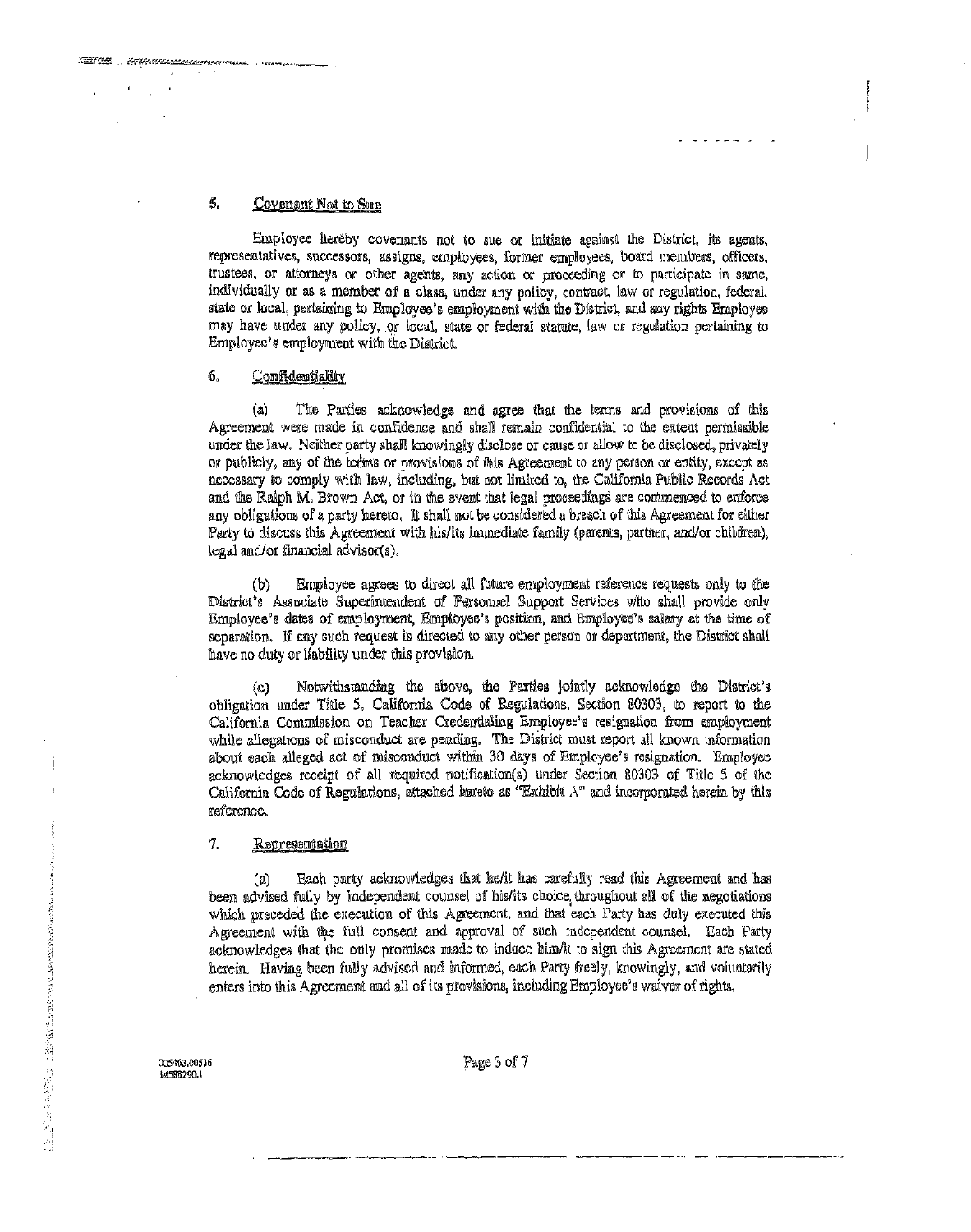## 5. Covenant Not to Sue

Employee hereby covenants not to sue or initiate against the District, its agents, representatives, successors, assigns, employees, former employees, board members, officers, trustees, or attorneys or other agents, any action or proceeding or to participate in same, individually or as a member of a class, under any policy, contract, law or regulation, federal, state or local, pertaining to Employee's employment with the District, and any rights Employee may have under any policy, or local, state or federal statute, law or regulation pertaining to Employee's employment with the District.

## 6. Confidentiality

(a) The Parties acknowledge and agree that the terms and provisions of this Agreement were made in confidence and shall remain confidential to the extent permissible under the law. Neither party shall knowingly disclose or cause or allow to be disclosed, privately or publicly, any of the terms or provisions of this Agreement to any person or entity, except as necessary to comply with law, including, but not limited to, the California Public Records Act and the Ralph M. Brown Act, or in the event that legal proceedings are commenced to enforce any obligations of a party hereto. It shall not be considered a breach of this Agreement for either Party to discuss this Agreement with his/its immediate family (parents, partner, and/or children), legal and/or financial advisor(s).

(b) Employee agrees to direct all future employment reference requests only to the District's Associate Superintendent of Personnel Support Services who shall provide only Employee's dates of employment, Employee's position, and Employee's salary at the time of separation. If any such request is directed to any other person or department, the District shall have no duty or liability under this provision.

(c) Notwithstanding the above, the Parties jointly acknowledge the District's obligation under Title 5, California Code of Regulations, Section 80303, to report to the California Commission on Teacher Credentialing Employee's resignation from employment while allegations of misconduct are pending. The District must report all known information about each alleged act of misconduct within 30 days of Employee's resignation. Employee acknowledges receipt of all required notification(s) under Section 80303 of Title 5 of the California Code of Regulations, attached hereto as "Exhibit A" and incorporated herein by this reference.

## 7. Representation

(a) Each party acknowledges that he/it has carefully read this Agreement and has been advised fully by independent counsel of his/its choice throughout all of the negotiations which preceded the execution of this Agreement, and that each Party has duly executed this Agreement with the full consent and approval of such independent counsel. Each Party acknowledges that the only promises made to induce him/it to sign this Agreement are stated herein. Having been fully advised and informed, each Party freely, knowingly, and voluntarily enters into this Agreement and all of its provisions, including Employee's waiver of rights.

005463.00536
14588290.1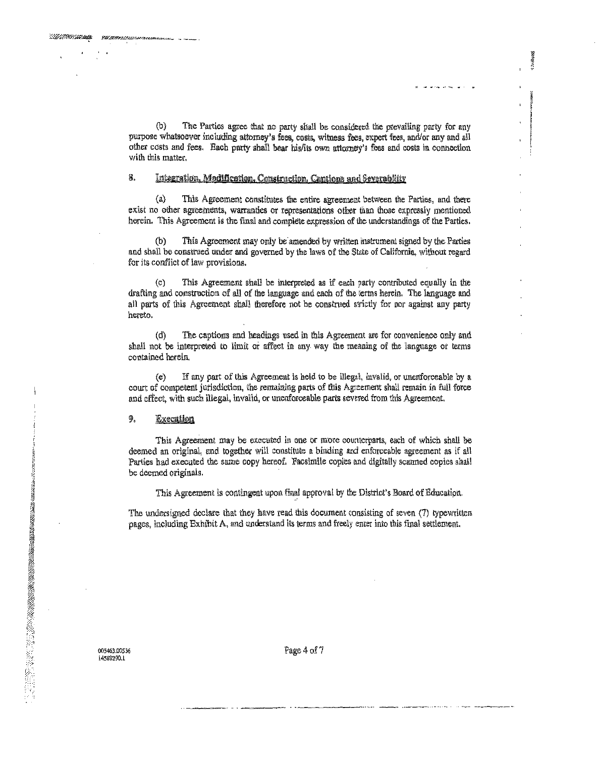(b) The Parties agree that no party shall be considered the prevailing party for any purpose whatsoever including attorney's fees, costs, witness fees, expert fees, and/or any and all other costs and fees. Each party shall bear his/its own attorney's fees and costs in connection with this matter.

## 8. Integration, Modification, Construction, Captions and Severability

(a) This Agreement constitutes the entire agreement between the Parties, and there exist no other agreements, warranties or representations other than those expressly mentioned herein. This Agreement is the final and complete expression of the understandings of the Parties.

(b) This Agreement may only be amended by written instrument signed by the Parties and shall be construed under and governed by the laws of the State of California, without regard for its conflict of law provisions.

(c) This Agreement shall be interpreted as if each party contributed equally in the drafting and construction of all of the language and each of the terms herein. The language and all parts of this Agreement shall therefore not be construed strictly for nor against any party hereto.

(d) The captions and headings used in this Agreement are for convenience only and shall not be interpreted to limit or affect in any way the meaning of the language or terms contained herein.

(e) If any part of this Agreement is held to be illegal, invalid, or unenforceable by a court of competent jurisdiction, the remaining parts of this Agreement shall remain in full force and effect, with such illegal, invalid, or unenforceable parts severed from this Agreement.

## 9. Execution

This Agreement may be executed in one or more counterparts, each of which shall be deemed an original, and together will constitute a binding and enforceable agreement as if all Parties had executed the same copy hereof. Facsimile copies and digitally scanned copies shall be deemed originals.

This Agreement is contingent upon final approval by the District's Board of Education.

The undersigned declare that they have read this document consisting of seven (7) typewritten pages, including Exhibit A, and understand its terms and freely enter into this final settlement.

005463.00536
14589290.1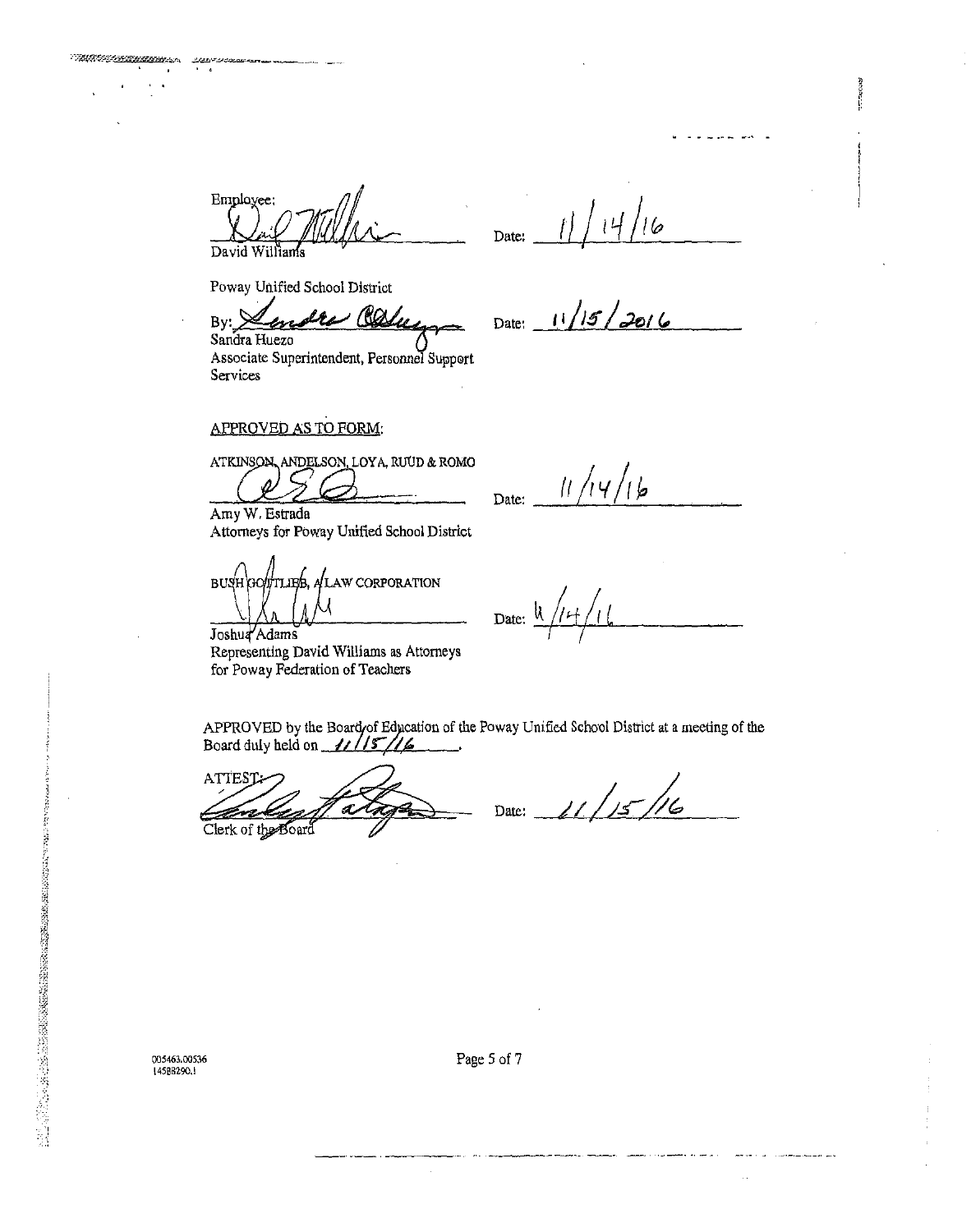Employee:

_______________________ Date: 11/14/16

David Williams

Poway Unified School District

By: _______________________ Date: 11/15/2016

Sandra Huezo
Associate Superintendent, Personnel Support Services

APPROVED AS TO FORM:

ATKINSON, ANDELSON, LOYA, RUUD & ROMO

_______________________ Date: 11/14/16

Amy W. Estrada
Attorneys for Poway Unified School District

BUSH GOTTLIEB, A LAW CORPORATION

_______________________ Date: 11/14/16

Joshua Adams
Representing David Williams as Attorneys for Poway Federation of Teachers

APPROVED by the Board of Education of the Poway Unified School District at a meeting of the Board duly held on 11/15/16.

ATTEST:

_______________________ Date: 11/15/16

Clerk of the Board

005463.00536
14588290.1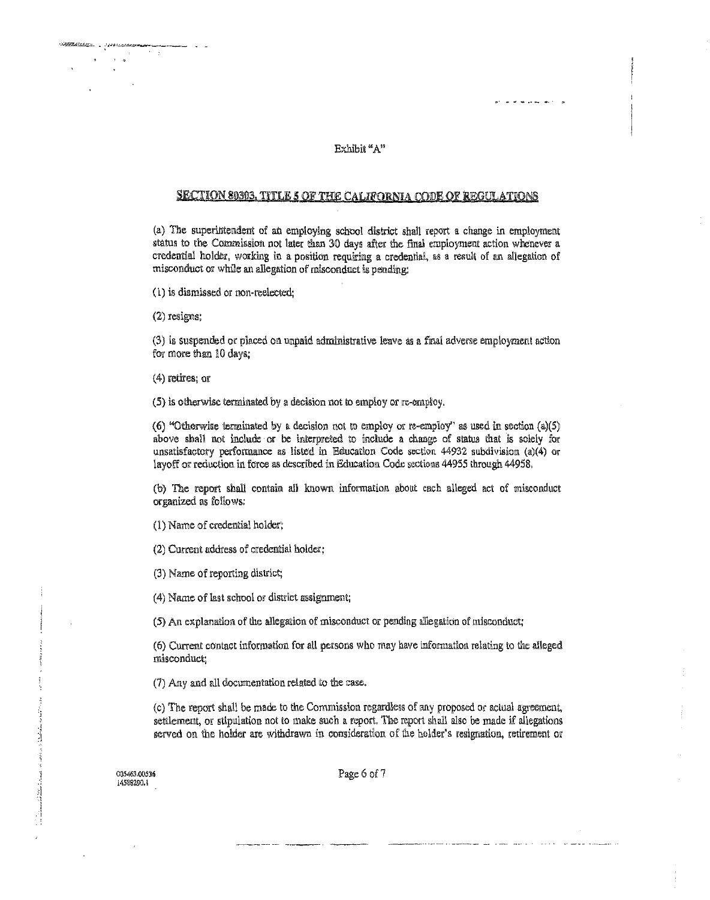Exhibit "A"

## SECTION 80303, TITLE 5 OF THE CALIFORNIA CODE OF REGULATIONS

(a) The superintendent of an employing school district shall report a change in employment status to the Commission not later than 30 days after the final employment action whenever a credential holder, working in a position requiring a credential, as a result of an allegation of misconduct or while an allegation of misconduct is pending:

(1) is dismissed or non-reelected;

(2) resigns;

(3) is suspended or placed on unpaid administrative leave as a final adverse employment action for more than 10 days;

(4) retires; or

(5) is otherwise terminated by a decision not to employ or re-employ.

(6) "Otherwise terminated by a decision not to employ or re-employ" as used in section (a)(5) above shall not include or be interpreted to include a change of status that is solely for unsatisfactory performance as listed in Education Code section 44932 subdivision (a)(4) or layoff or reduction in force as described in Education Code sections 44955 through 44958.

(b) The report shall contain all known information about each alleged act of misconduct organized as follows:

(1) Name of credential holder;

(2) Current address of credential holder;

(3) Name of reporting district;

(4) Name of last school or district assignment;

(5) An explanation of the allegation of misconduct or pending allegation of misconduct;

(6) Current contact information for all persons who may have information relating to the alleged misconduct;

(7) Any and all documentation related to the case.

(c) The report shall be made to the Commission regardless of any proposed or actual agreement, settlement, or stipulation not to make such a report. The report shall also be made if allegations served on the holder are withdrawn in consideration of the holder's resignation, retirement or

005463.00536
14586290.1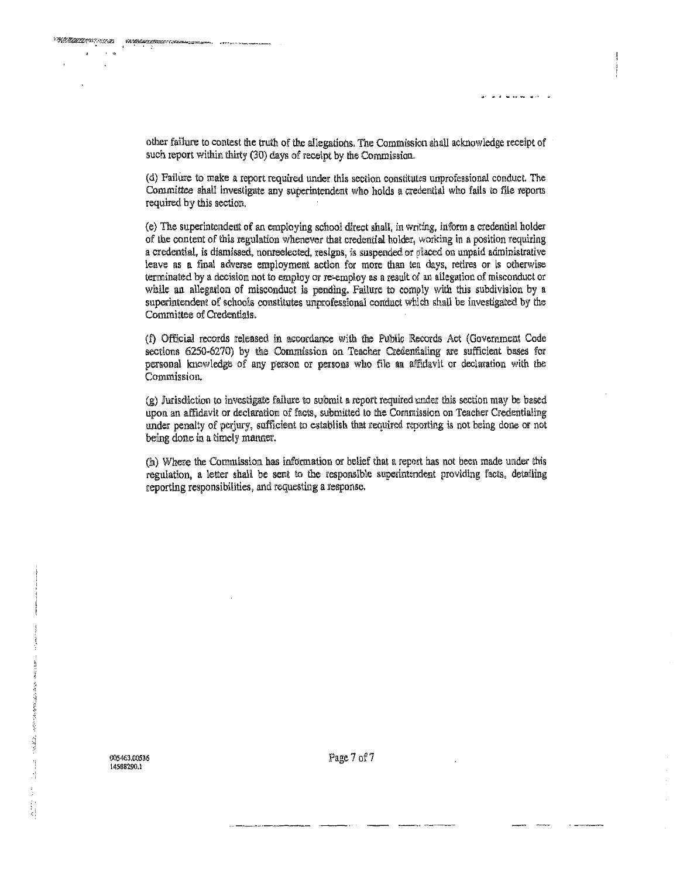other failure to contest the truth of the allegations. The Commission shall acknowledge receipt of such report within thirty (30) days of receipt by the Commission.

(d) Failure to make a report required under this section constitutes unprofessional conduct. The Committee shall investigate any superintendent who holds a credential who fails to file reports required by this section.

(e) The superintendent of an employing school direct shall, in writing, inform a credential holder of the content of this regulation whenever that credential holder, working in a position requiring a credential, is dismissed, nonreelected, resigns, is suspended or placed on unpaid administrative leave as a final adverse employment action for more than ten days, retires or is otherwise terminated by a decision not to employ or re-employ as a result of an allegation of misconduct or while an allegation of misconduct is pending. Failure to comply with this subdivision by a superintendent of schools constitutes unprofessional conduct which shall be investigated by the Committee of Credentials.

(f) Official records released in accordance with the Public Records Act (Government Code sections 6250-6270) by the Commission on Teacher Credentialing are sufficient bases for personal knowledge of any person or persons who file an affidavit or declaration with the Commission.

(g) Jurisdiction to investigate failure to submit a report required under this section may be based upon an affidavit or declaration of facts, submitted to the Commission on Teacher Credentialing under penalty of perjury, sufficient to establish that required reporting is not being done or not being done in a timely manner.

(h) Where the Commission has information or belief that a report has not been made under this regulation, a letter shall be sent to the responsible superintendent providing facts, detailing reporting responsibilities, and requesting a response.

005463.00536
14588290.1